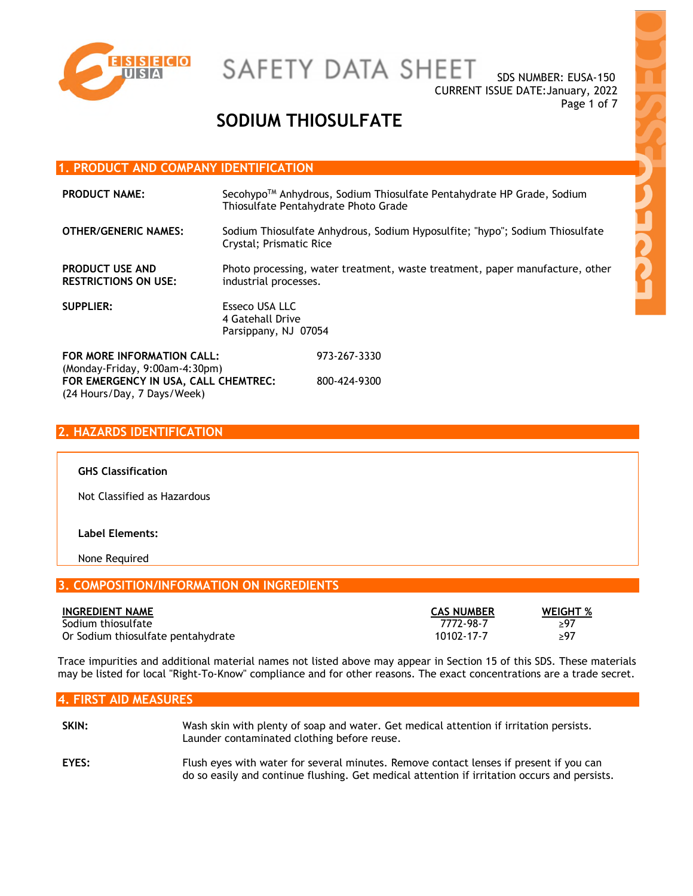# SAFETY DATA SHEET

SDS NUMBER: EUSA-150
CURRENT ISSUE DATE: January, 2022

# SODIUM THIOSULFATE

## 1. PRODUCT AND COMPANY IDENTIFICATION

**PRODUCT NAME:** Secohypo™ Anhydrous, Sodium Thiosulfate Pentahydrate HP Grade, Sodium Thiosulfate Pentahydrate Photo Grade

**OTHER/GENERIC NAMES:** Sodium Thiosulfate Anhydrous, Sodium Hyposulfite; "hypo"; Sodium Thiosulfate Crystal; Prismatic Rice

**PRODUCT USE AND RESTRICTIONS ON USE:** Photo processing, water treatment, waste treatment, paper manufacture, other industrial processes.

**SUPPLIER:** Esseco USA LLC
4 Gatehall Drive
Parsippany, NJ 07054

**FOR MORE INFORMATION CALL:** 973-267-3330
(Monday-Friday, 9:00am-4:30pm)

**FOR EMERGENCY IN USA, CALL CHEMTREC:** 800-424-9300
(24 Hours/Day, 7 Days/Week)

## 2. HAZARDS IDENTIFICATION

**GHS Classification**

Not Classified as Hazardous

**Label Elements:**

None Required

## 3. COMPOSITION/INFORMATION ON INGREDIENTS

| INGREDIENT NAME | CAS NUMBER | WEIGHT % |
|---|---|---|
| Sodium thiosulfate | 7772-98-7 | ≥97 |
| Or Sodium thiosulfate pentahydrate | 10102-17-7 | ≥97 |

Trace impurities and additional material names not listed above may appear in Section 15 of this SDS. These materials may be listed for local "Right-To-Know" compliance and for other reasons. The exact concentrations are a trade secret.

## 4. FIRST AID MEASURES

**SKIN:** Wash skin with plenty of soap and water. Get medical attention if irritation persists. Launder contaminated clothing before reuse.

**EYES:** Flush eyes with water for several minutes. Remove contact lenses if present if you can do so easily and continue flushing. Get medical attention if irritation occurs and persists.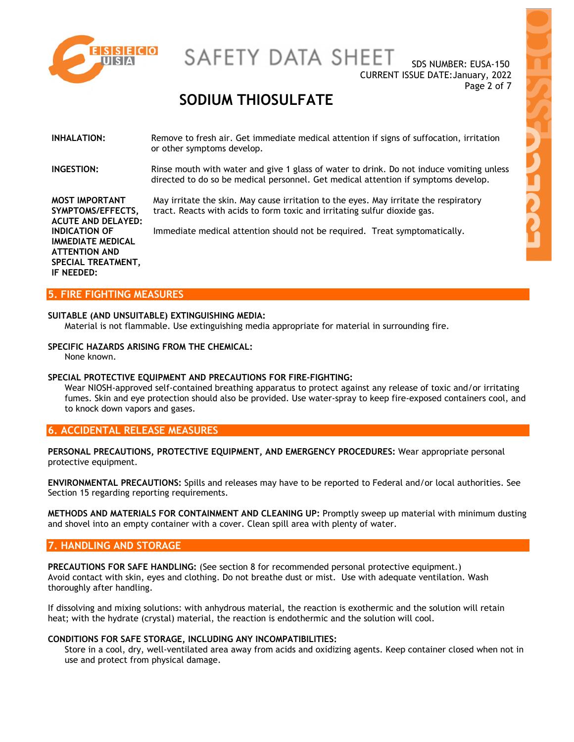**INHALATION:** Remove to fresh air. Get immediate medical attention if signs of suffocation, irritation or other symptoms develop.

**INGESTION:** Rinse mouth with water and give 1 glass of water to drink. Do not induce vomiting unless directed to do so be medical personnel. Get medical attention if symptoms develop.

**MOST IMPORTANT SYMPTOMS/EFFECTS, ACUTE AND DELAYED:** May irritate the skin. May cause irritation to the eyes. May irritate the respiratory tract. Reacts with acids to form toxic and irritating sulfur dioxide gas.

**INDICATION OF IMMEDIATE MEDICAL ATTENTION AND SPECIAL TREATMENT, IF NEEDED:** Immediate medical attention should not be required. Treat symptomatically.

## 5. FIRE FIGHTING MEASURES

**SUITABLE (AND UNSUITABLE) EXTINGUISHING MEDIA:**
Material is not flammable. Use extinguishing media appropriate for material in surrounding fire.

**SPECIFIC HAZARDS ARISING FROM THE CHEMICAL:**
None known.

**SPECIAL PROTECTIVE EQUIPMENT AND PRECAUTIONS FOR FIRE-FIGHTING:**
Wear NIOSH-approved self-contained breathing apparatus to protect against any release of toxic and/or irritating fumes. Skin and eye protection should also be provided. Use water-spray to keep fire-exposed containers cool, and to knock down vapors and gases.

## 6. ACCIDENTAL RELEASE MEASURES

**PERSONAL PRECAUTIONS, PROTECTIVE EQUIPMENT, AND EMERGENCY PROCEDURES:** Wear appropriate personal protective equipment.

**ENVIRONMENTAL PRECAUTIONS:** Spills and releases may have to be reported to Federal and/or local authorities. See Section 15 regarding reporting requirements.

**METHODS AND MATERIALS FOR CONTAINMENT AND CLEANING UP:** Promptly sweep up material with minimum dusting and shovel into an empty container with a cover. Clean spill area with plenty of water.

## 7. HANDLING AND STORAGE

**PRECAUTIONS FOR SAFE HANDLING:** (See section 8 for recommended personal protective equipment.)
Avoid contact with skin, eyes and clothing. Do not breathe dust or mist. Use with adequate ventilation. Wash thoroughly after handling.

If dissolving and mixing solutions: with anhydrous material, the reaction is exothermic and the solution will retain heat; with the hydrate (crystal) material, the reaction is endothermic and the solution will cool.

**CONDITIONS FOR SAFE STORAGE, INCLUDING ANY INCOMPATIBILITIES:**
Store in a cool, dry, well-ventilated area away from acids and oxidizing agents. Keep container closed when not in use and protect from physical damage.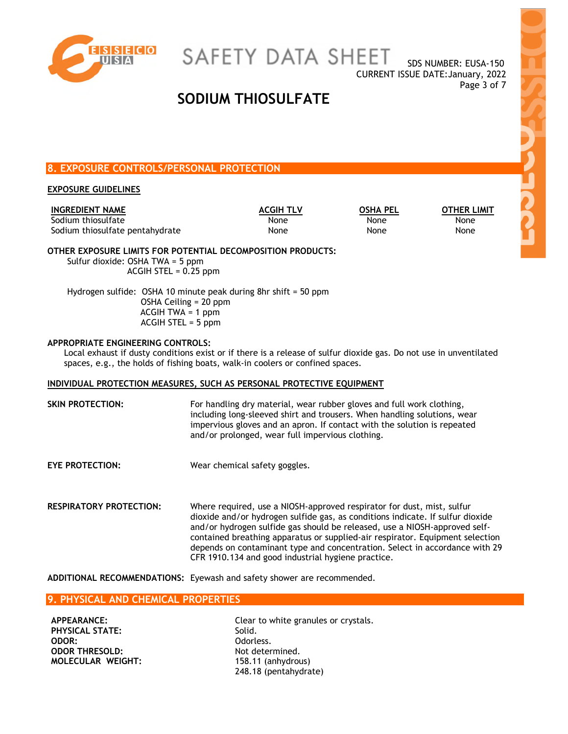# SODIUM THIOSULFATE

## 8. EXPOSURE CONTROLS/PERSONAL PROTECTION

### EXPOSURE GUIDELINES

| INGREDIENT NAME | ACGIH TLV | OSHA PEL | OTHER LIMIT |
|---|---|---|---|
| Sodium thiosulfate | None | None | None |
| Sodium thiosulfate pentahydrate | None | None | None |

**OTHER EXPOSURE LIMITS FOR POTENTIAL DECOMPOSITION PRODUCTS:**

Sulfur dioxide: OSHA TWA = 5 ppm
ACGIH STEL = 0.25 ppm

Hydrogen sulfide: OSHA 10 minute peak during 8hr shift = 50 ppm
OSHA Ceiling = 20 ppm
ACGIH TWA = 1 ppm
ACGIH STEL = 5 ppm

**APPROPRIATE ENGINEERING CONTROLS:**

Local exhaust if dusty conditions exist or if there is a release of sulfur dioxide gas. Do not use in unventilated spaces, e.g., the holds of fishing boats, walk-in coolers or confined spaces.

### INDIVIDUAL PROTECTION MEASURES, SUCH AS PERSONAL PROTECTIVE EQUIPMENT

**SKIN PROTECTION:** For handling dry material, wear rubber gloves and full work clothing, including long-sleeved shirt and trousers. When handling solutions, wear impervious gloves and an apron. If contact with the solution is repeated and/or prolonged, wear full impervious clothing.

**EYE PROTECTION:** Wear chemical safety goggles.

**RESPIRATORY PROTECTION:** Where required, use a NIOSH-approved respirator for dust, mist, sulfur dioxide and/or hydrogen sulfide gas, as conditions indicate. If sulfur dioxide and/or hydrogen sulfide gas should be released, use a NIOSH-approved self-contained breathing apparatus or supplied-air respirator. Equipment selection depends on contaminant type and concentration. Select in accordance with 29 CFR 1910.134 and good industrial hygiene practice.

**ADDITIONAL RECOMMENDATIONS:** Eyewash and safety shower are recommended.

## 9. PHYSICAL AND CHEMICAL PROPERTIES

**APPEARANCE:** Clear to white granules or crystals.
**PHYSICAL STATE:** Solid.
**ODOR:** Odorless.
**ODOR THRESOLD:** Not determined.
**MOLECULAR WEIGHT:** 158.11 (anhydrous)
248.18 (pentahydrate)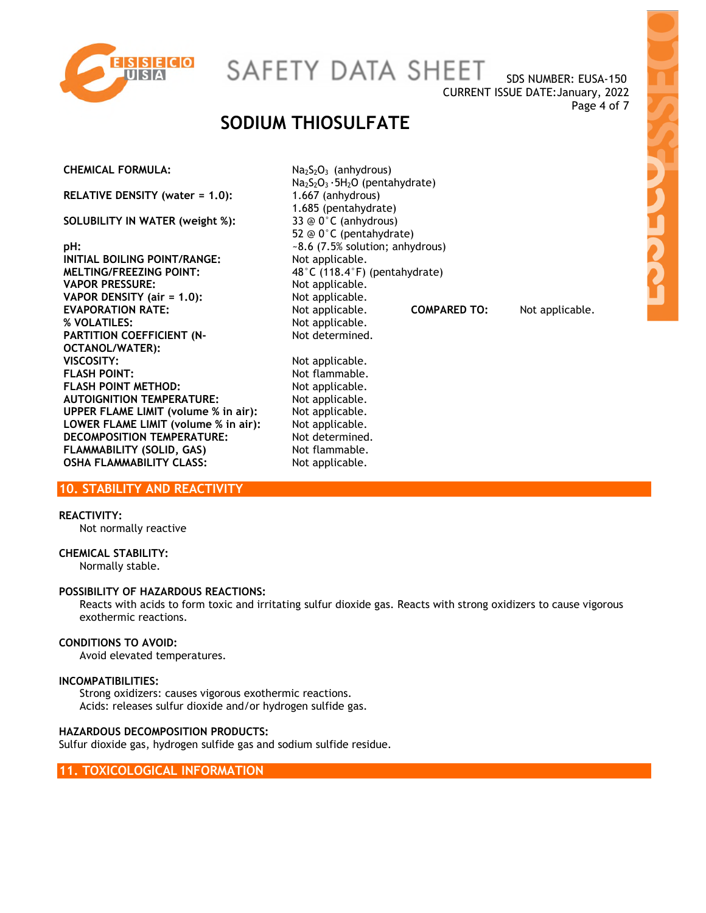# SODIUM THIOSULFATE

| | |
|---|---|
| **CHEMICAL FORMULA:** | $Na_2S_2O_3$ (anhydrous)<br>$Na_2S_2O_3 \cdot 5H_2O$ (pentahydrate) |
| **RELATIVE DENSITY (water = 1.0):** | 1.667 (anhydrous)<br>1.685 (pentahydrate) |
| **SOLUBILITY IN WATER (weight %):** | 33 @ 0˚C (anhydrous)<br>52 @ 0˚C (pentahydrate) |
| **pH:** | ~8.6 (7.5% solution; anhydrous) |
| **INITIAL BOILING POINT/RANGE:** | Not applicable. |
| **MELTING/FREEZING POINT:** | 48˚C (118.4˚F) (pentahydrate) |
| **VAPOR PRESSURE:** | Not applicable. |
| **VAPOR DENSITY (air = 1.0):** | Not applicable. |
| **EVAPORATION RATE:** | Not applicable. **COMPARED TO:** Not applicable. |
| **% VOLATILES:** | Not applicable. |
| **PARTITION COEFFICIENT (N-OCTANOL/WATER):** | Not determined. |
| **VISCOSITY:** | Not applicable. |
| **FLASH POINT:** | Not flammable. |
| **FLASH POINT METHOD:** | Not applicable. |
| **AUTOIGNITION TEMPERATURE:** | Not applicable. |
| **UPPER FLAME LIMIT (volume % in air):** | Not applicable. |
| **LOWER FLAME LIMIT (volume % in air):** | Not applicable. |
| **DECOMPOSITION TEMPERATURE:** | Not determined. |
| **FLAMMABILITY (SOLID, GAS)** | Not flammable. |
| **OSHA FLAMMABILITY CLASS:** | Not applicable. |

## 10. STABILITY AND REACTIVITY

**REACTIVITY:**
Not normally reactive

**CHEMICAL STABILITY:**
Normally stable.

**POSSIBILITY OF HAZARDOUS REACTIONS:**
Reacts with acids to form toxic and irritating sulfur dioxide gas. Reacts with strong oxidizers to cause vigorous exothermic reactions.

**CONDITIONS TO AVOID:**
Avoid elevated temperatures.

**INCOMPATIBILITIES:**
Strong oxidizers: causes vigorous exothermic reactions.
Acids: releases sulfur dioxide and/or hydrogen sulfide gas.

**HAZARDOUS DECOMPOSITION PRODUCTS:**
Sulfur dioxide gas, hydrogen sulfide gas and sodium sulfide residue.

## 11. TOXICOLOGICAL INFORMATION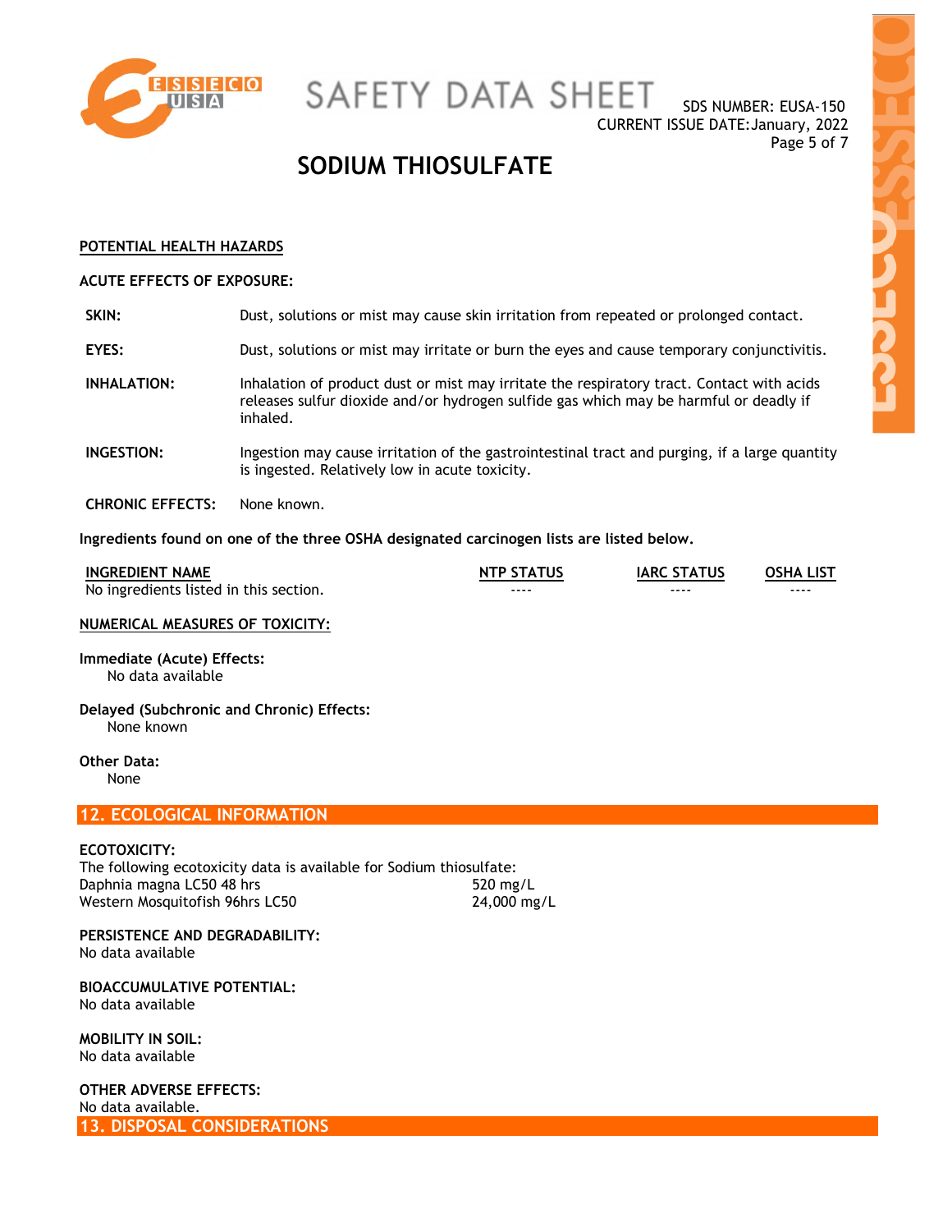**POTENTIAL HEALTH HAZARDS**

**ACUTE EFFECTS OF EXPOSURE:**

**SKIN:** Dust, solutions or mist may cause skin irritation from repeated or prolonged contact.

**EYES:** Dust, solutions or mist may irritate or burn the eyes and cause temporary conjunctivitis.

**INHALATION:** Inhalation of product dust or mist may irritate the respiratory tract. Contact with acids releases sulfur dioxide and/or hydrogen sulfide gas which may be harmful or deadly if inhaled.

**INGESTION:** Ingestion may cause irritation of the gastrointestinal tract and purging, if a large quantity is ingested. Relatively low in acute toxicity.

**CHRONIC EFFECTS:** None known.

**Ingredients found on one of the three OSHA designated carcinogen lists are listed below.**

| INGREDIENT NAME | NTP STATUS | IARC STATUS | OSHA LIST |
|---|---|---|---|
| No ingredients listed in this section. | ---- | ---- | ---- |

**NUMERICAL MEASURES OF TOXICITY:**

**Immediate (Acute) Effects:**
No data available

**Delayed (Subchronic and Chronic) Effects:**
None known

**Other Data:**
None

## 12. ECOLOGICAL INFORMATION

**ECOTOXICITY:**
The following ecotoxicity data is available for Sodium thiosulfate:

| | |
|---|---|
| Daphnia magna LC50 48 hrs | 520 mg/L |
| Western Mosquitofish 96hrs LC50 | 24,000 mg/L |

**PERSISTENCE AND DEGRADABILITY:**
No data available

**BIOACCUMULATIVE POTENTIAL:**
No data available

**MOBILITY IN SOIL:**
No data available

**OTHER ADVERSE EFFECTS:**
No data available.

## 13. DISPOSAL CONSIDERATIONS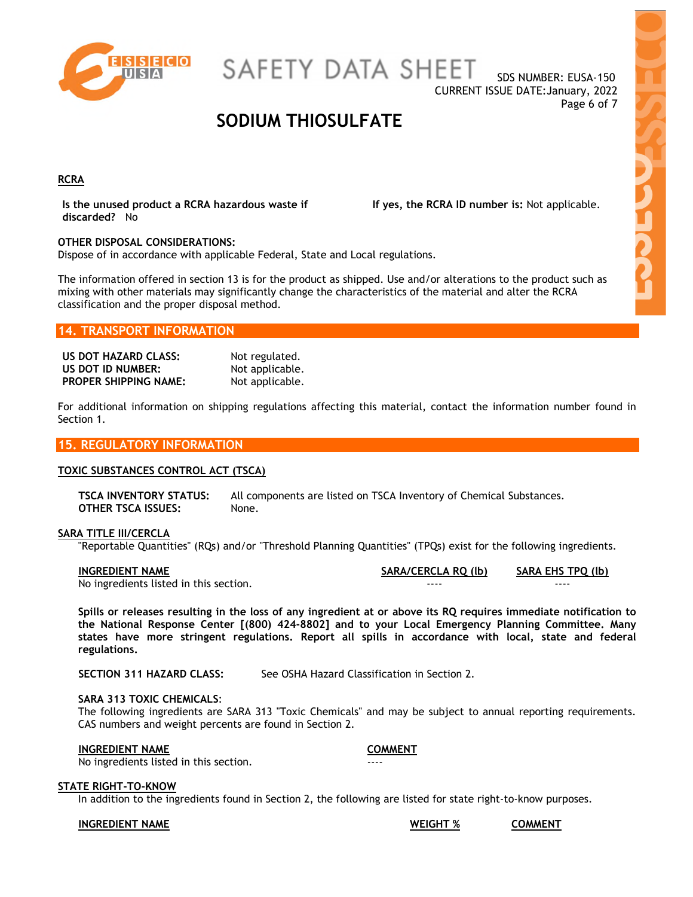### RCRA

**Is the unused product a RCRA hazardous waste if discarded?** No

**If yes, the RCRA ID number is:** Not applicable.

**OTHER DISPOSAL CONSIDERATIONS:**
Dispose of in accordance with applicable Federal, State and Local regulations.

The information offered in section 13 is for the product as shipped. Use and/or alterations to the product such as mixing with other materials may significantly change the characteristics of the material and alter the RCRA classification and the proper disposal method.

## 14. TRANSPORT INFORMATION

| | |
|---|---|
| **US DOT HAZARD CLASS:** | Not regulated. |
| **US DOT ID NUMBER:** | Not applicable. |
| **PROPER SHIPPING NAME:** | Not applicable. |

For additional information on shipping regulations affecting this material, contact the information number found in Section 1.

## 15. REGULATORY INFORMATION

### TOXIC SUBSTANCES CONTROL ACT (TSCA)

| | |
|---|---|
| **TSCA INVENTORY STATUS:** | All components are listed on TSCA Inventory of Chemical Substances. |
| **OTHER TSCA ISSUES:** | None. |

### SARA TITLE III/CERCLA

"Reportable Quantities" (RQs) and/or "Threshold Planning Quantities" (TPQs) exist for the following ingredients.

| INGREDIENT NAME | SARA/CERCLA RQ (lb) | SARA EHS TPQ (lb) |
|---|---|---|
| No ingredients listed in this section. | ---- | ---- |

**Spills or releases resulting in the loss of any ingredient at or above its RQ requires immediate notification to the National Response Center [(800) 424-8802] and to your Local Emergency Planning Committee. Many states have more stringent regulations. Report all spills in accordance with local, state and federal regulations.**

**SECTION 311 HAZARD CLASS:** See OSHA Hazard Classification in Section 2.

**SARA 313 TOXIC CHEMICALS:**
The following ingredients are SARA 313 "Toxic Chemicals" and may be subject to annual reporting requirements. CAS numbers and weight percents are found in Section 2.

| INGREDIENT NAME | COMMENT |
|---|---|
| No ingredients listed in this section. | ---- |

### STATE RIGHT-TO-KNOW

In addition to the ingredients found in Section 2, the following are listed for state right-to-know purposes.

| INGREDIENT NAME | WEIGHT % | COMMENT |
|---|---|---|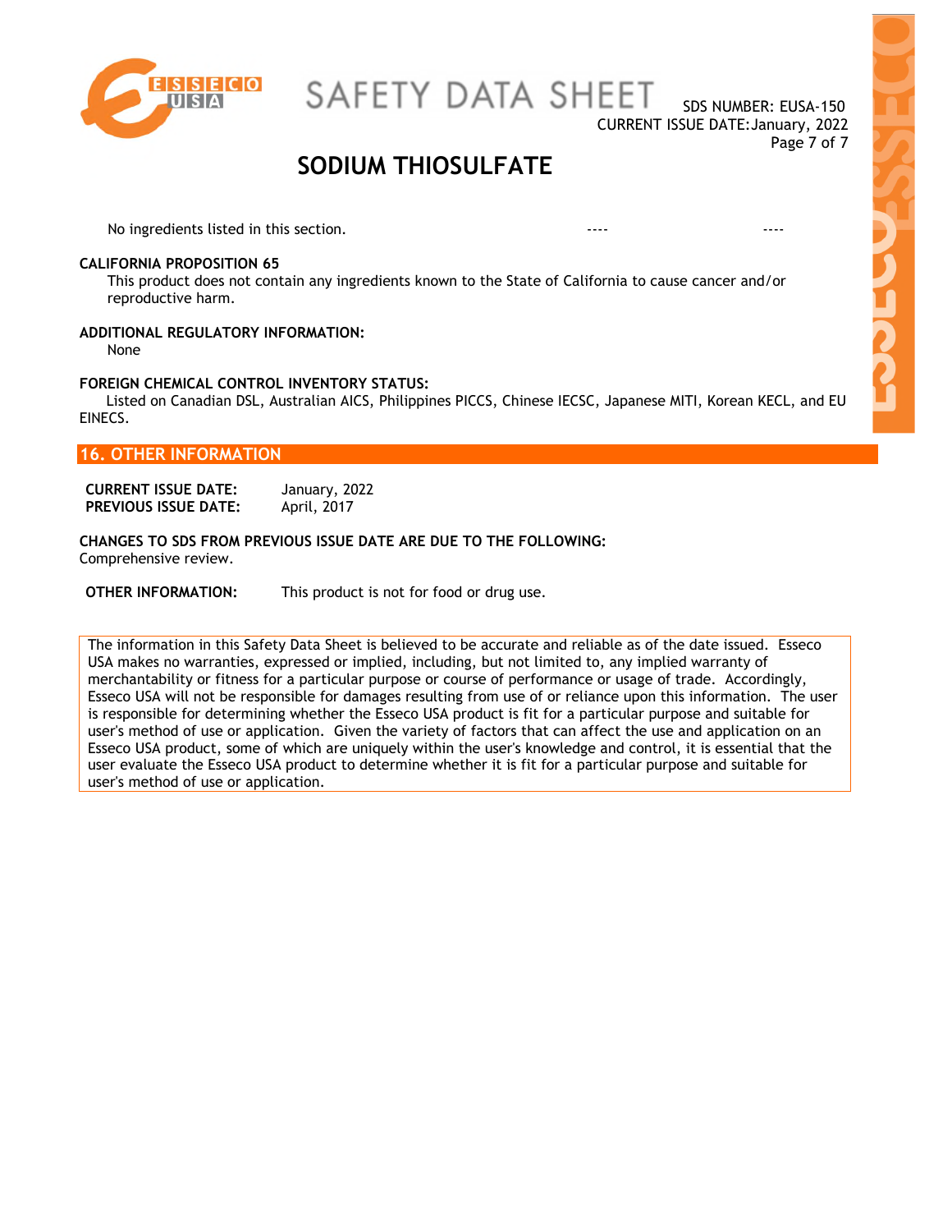No ingredients listed in this section. ---- ----

**CALIFORNIA PROPOSITION 65**

This product does not contain any ingredients known to the State of California to cause cancer and/or reproductive harm.

**ADDITIONAL REGULATORY INFORMATION:**

None

**FOREIGN CHEMICAL CONTROL INVENTORY STATUS:**

Listed on Canadian DSL, Australian AICS, Philippines PICCS, Chinese IECSC, Japanese MITI, Korean KECL, and EU EINECS.

## 16. OTHER INFORMATION

**CURRENT ISSUE DATE:** January, 2022
**PREVIOUS ISSUE DATE:** April, 2017

**CHANGES TO SDS FROM PREVIOUS ISSUE DATE ARE DUE TO THE FOLLOWING:**
Comprehensive review.

**OTHER INFORMATION:** This product is not for food or drug use.

The information in this Safety Data Sheet is believed to be accurate and reliable as of the date issued. Esseco USA makes no warranties, expressed or implied, including, but not limited to, any implied warranty of merchantability or fitness for a particular purpose or course of performance or usage of trade. Accordingly, Esseco USA will not be responsible for damages resulting from use of or reliance upon this information. The user is responsible for determining whether the Esseco USA product is fit for a particular purpose and suitable for user's method of use or application. Given the variety of factors that can affect the use and application on an Esseco USA product, some of which are uniquely within the user's knowledge and control, it is essential that the user evaluate the Esseco USA product to determine whether it is fit for a particular purpose and suitable for user's method of use or application.